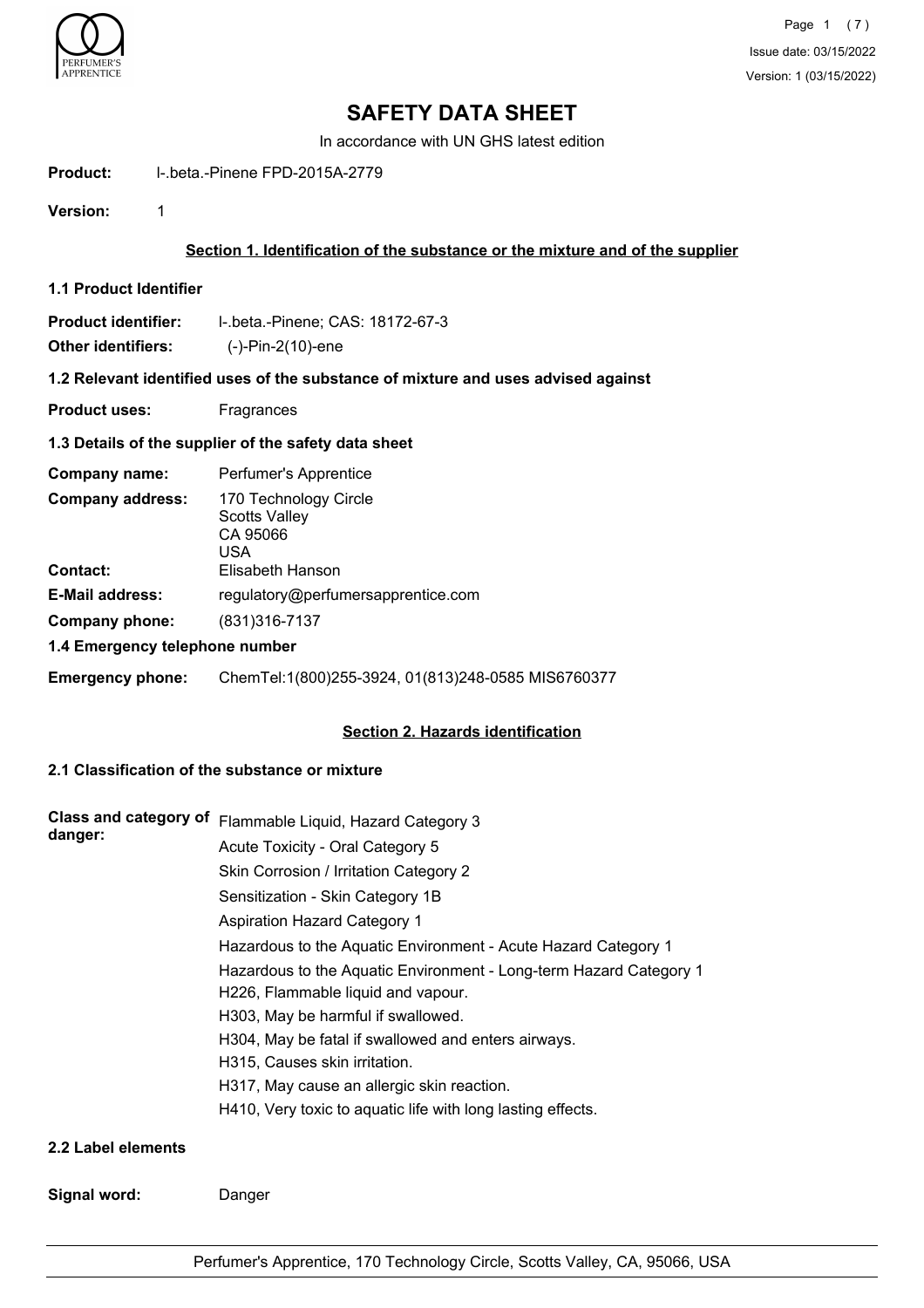# SAFETY DATA SHEET

In accordance with UN GHS latest edition

**Product:** l-.beta.-Pinene FPD-2015A-2779

**Version:** 1

## Section 1. Identification of the substance or the mixture and of the supplier

### 1.1 Product Identifier

**Product identifier:** l-.beta.-Pinene; CAS: 18172-67-3

**Other identifiers:** (-)-Pin-2(10)-ene

### 1.2 Relevant identified uses of the substance of mixture and uses advised against

**Product uses:** Fragrances

### 1.3 Details of the supplier of the safety data sheet

**Company name:** Perfumer's Apprentice

**Company address:** 170 Technology Circle
Scotts Valley
CA 95066
USA

**Contact:** Elisabeth Hanson

**E-Mail address:** regulatory@perfumersapprentice.com

**Company phone:** (831)316-7137

### 1.4 Emergency telephone number

**Emergency phone:** ChemTel:1(800)255-3924, 01(813)248-0585 MIS6760377

## Section 2. Hazards identification

### 2.1 Classification of the substance or mixture

**Class and category of danger:**

Flammable Liquid, Hazard Category 3

Acute Toxicity - Oral Category 5

Skin Corrosion / Irritation Category 2

Sensitization - Skin Category 1B

Aspiration Hazard Category 1

Hazardous to the Aquatic Environment - Acute Hazard Category 1

Hazardous to the Aquatic Environment - Long-term Hazard Category 1

H226, Flammable liquid and vapour.

H303, May be harmful if swallowed.

H304, May be fatal if swallowed and enters airways.

H315, Causes skin irritation.

H317, May cause an allergic skin reaction.

H410, Very toxic to aquatic life with long lasting effects.

### 2.2 Label elements

**Signal word:** Danger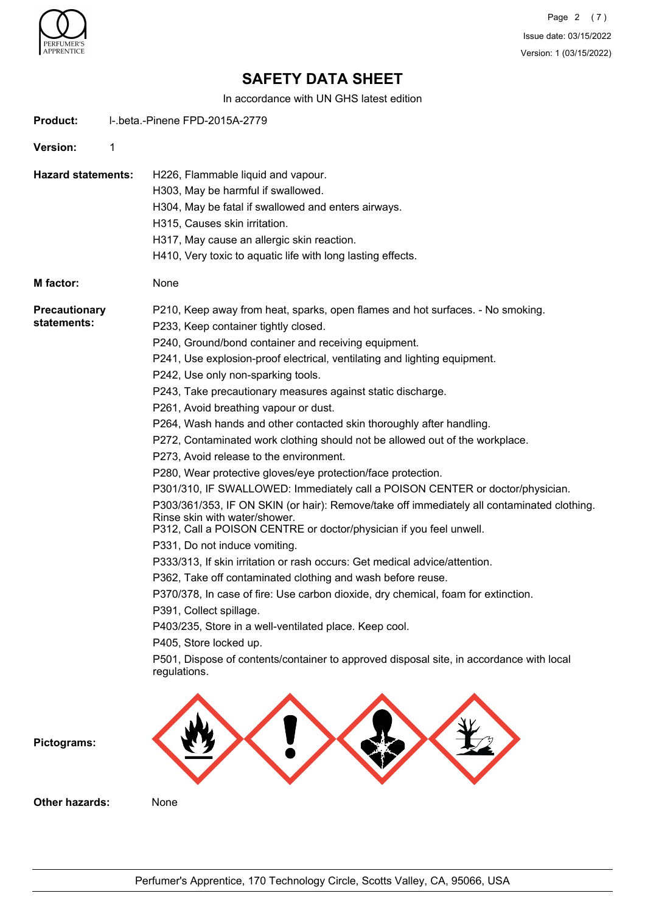# SAFETY DATA SHEET

In accordance with UN GHS latest edition

**Product:** l-.beta.-Pinene FPD-2015A-2779

**Version:** 1

**Hazard statements:**

H226, Flammable liquid and vapour.
H303, May be harmful if swallowed.
H304, May be fatal if swallowed and enters airways.
H315, Causes skin irritation.
H317, May cause an allergic skin reaction.
H410, Very toxic to aquatic life with long lasting effects.

**M factor:** None

**Precautionary statements:**

P210, Keep away from heat, sparks, open flames and hot surfaces. - No smoking.
P233, Keep container tightly closed.
P240, Ground/bond container and receiving equipment.
P241, Use explosion-proof electrical, ventilating and lighting equipment.
P242, Use only non-sparking tools.
P243, Take precautionary measures against static discharge.
P261, Avoid breathing vapour or dust.
P264, Wash hands and other contacted skin thoroughly after handling.
P272, Contaminated work clothing should not be allowed out of the workplace.
P273, Avoid release to the environment.
P280, Wear protective gloves/eye protection/face protection.
P301/310, IF SWALLOWED: Immediately call a POISON CENTER or doctor/physician.
P303/361/353, IF ON SKIN (or hair): Remove/take off immediately all contaminated clothing. Rinse skin with water/shower.
P312, Call a POISON CENTRE or doctor/physician if you feel unwell.
P331, Do not induce vomiting.
P333/313, If skin irritation or rash occurs: Get medical advice/attention.
P362, Take off contaminated clothing and wash before reuse.
P370/378, In case of fire: Use carbon dioxide, dry chemical, foam for extinction.
P391, Collect spillage.
P403/235, Store in a well-ventilated place. Keep cool.
P405, Store locked up.
P501, Dispose of contents/container to approved disposal site, in accordance with local regulations.

**Pictograms:**

**Other hazards:** None

Perfumer's Apprentice, 170 Technology Circle, Scotts Valley, CA, 95066, USA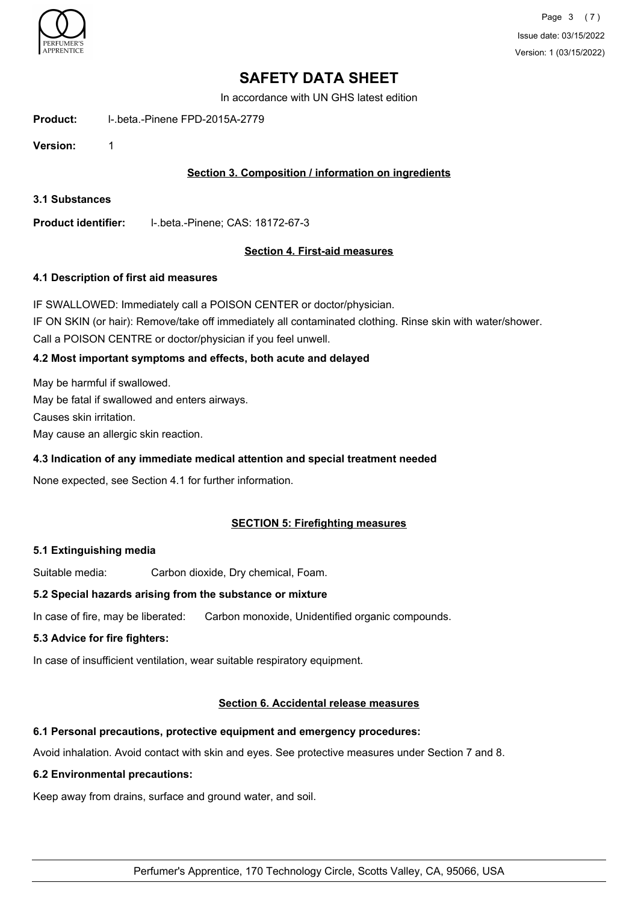# SAFETY DATA SHEET

In accordance with UN GHS latest edition

**Product:** l-.beta.-Pinene FPD-2015A-2779

**Version:** 1

## Section 3. Composition / information on ingredients

### 3.1 Substances

**Product identifier:** l-.beta.-Pinene; CAS: 18172-67-3

## Section 4. First-aid measures

### 4.1 Description of first aid measures

IF SWALLOWED: Immediately call a POISON CENTER or doctor/physician.
IF ON SKIN (or hair): Remove/take off immediately all contaminated clothing. Rinse skin with water/shower.
Call a POISON CENTRE or doctor/physician if you feel unwell.

### 4.2 Most important symptoms and effects, both acute and delayed

May be harmful if swallowed.
May be fatal if swallowed and enters airways.
Causes skin irritation.
May cause an allergic skin reaction.

### 4.3 Indication of any immediate medical attention and special treatment needed

None expected, see Section 4.1 for further information.

## SECTION 5: Firefighting measures

### 5.1 Extinguishing media

Suitable media: Carbon dioxide, Dry chemical, Foam.

### 5.2 Special hazards arising from the substance or mixture

In case of fire, may be liberated: Carbon monoxide, Unidentified organic compounds.

### 5.3 Advice for fire fighters:

In case of insufficient ventilation, wear suitable respiratory equipment.

## Section 6. Accidental release measures

### 6.1 Personal precautions, protective equipment and emergency procedures:

Avoid inhalation. Avoid contact with skin and eyes. See protective measures under Section 7 and 8.

### 6.2 Environmental precautions:

Keep away from drains, surface and ground water, and soil.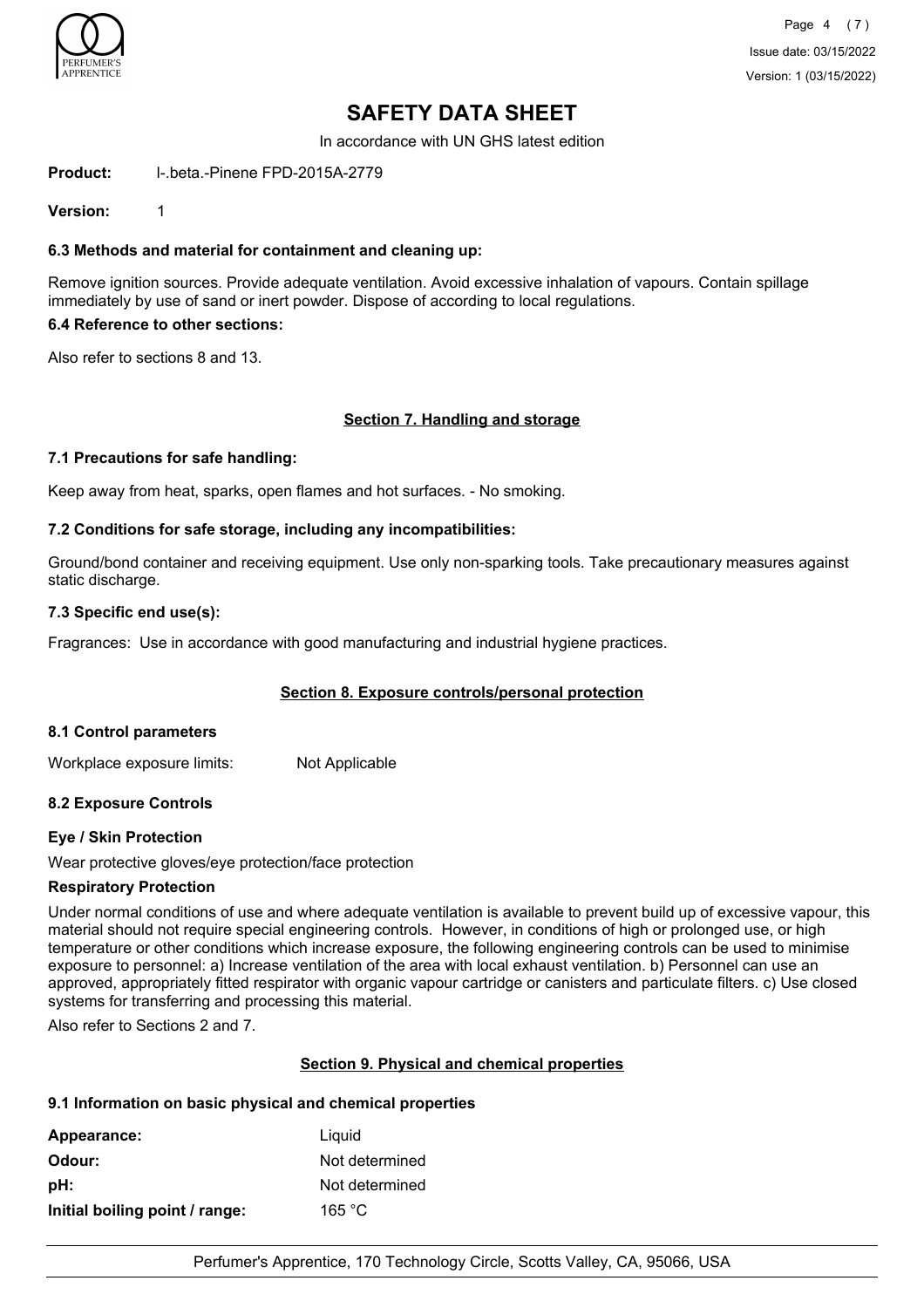# SAFETY DATA SHEET

In accordance with UN GHS latest edition

**Product:** l-.beta.-Pinene FPD-2015A-2779

**Version:** 1

### 6.3 Methods and material for containment and cleaning up:

Remove ignition sources. Provide adequate ventilation. Avoid excessive inhalation of vapours. Contain spillage immediately by use of sand or inert powder. Dispose of according to local regulations.

### 6.4 Reference to other sections:

Also refer to sections 8 and 13.

## Section 7. Handling and storage

### 7.1 Precautions for safe handling:

Keep away from heat, sparks, open flames and hot surfaces. - No smoking.

### 7.2 Conditions for safe storage, including any incompatibilities:

Ground/bond container and receiving equipment. Use only non-sparking tools. Take precautionary measures against static discharge.

### 7.3 Specific end use(s):

Fragrances: Use in accordance with good manufacturing and industrial hygiene practices.

## Section 8. Exposure controls/personal protection

### 8.1 Control parameters

Workplace exposure limits: Not Applicable

### 8.2 Exposure Controls

#### Eye / Skin Protection

Wear protective gloves/eye protection/face protection

#### Respiratory Protection

Under normal conditions of use and where adequate ventilation is available to prevent build up of excessive vapour, this material should not require special engineering controls. However, in conditions of high or prolonged use, or high temperature or other conditions which increase exposure, the following engineering controls can be used to minimise exposure to personnel: a) Increase ventilation of the area with local exhaust ventilation. b) Personnel can use an approved, appropriately fitted respirator with organic vapour cartridge or canisters and particulate filters. c) Use closed systems for transferring and processing this material.

Also refer to Sections 2 and 7.

## Section 9. Physical and chemical properties

### 9.1 Information on basic physical and chemical properties

| | |
|---|---|
| **Appearance:** | Liquid |
| **Odour:** | Not determined |
| **pH:** | Not determined |
| **Initial boiling point / range:** | 165 °C |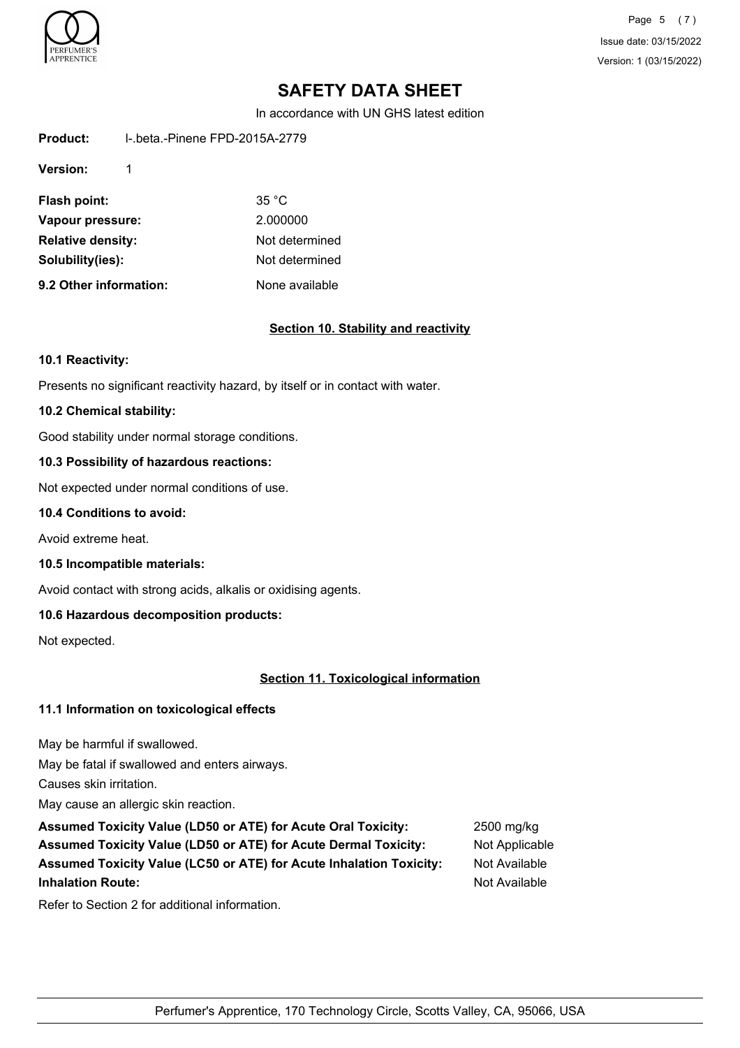**Product:** l-.beta.-Pinene FPD-2015A-2779

**Version:** 1

| | |
|---|---|
| **Flash point:** | 35 °C |
| **Vapour pressure:** | 2.000000 |
| **Relative density:** | Not determined |
| **Solubility(ies):** | Not determined |
| **9.2 Other information:** | None available |

## Section 10. Stability and reactivity

### 10.1 Reactivity:

Presents no significant reactivity hazard, by itself or in contact with water.

### 10.2 Chemical stability:

Good stability under normal storage conditions.

### 10.3 Possibility of hazardous reactions:

Not expected under normal conditions of use.

### 10.4 Conditions to avoid:

Avoid extreme heat.

### 10.5 Incompatible materials:

Avoid contact with strong acids, alkalis or oxidising agents.

### 10.6 Hazardous decomposition products:

Not expected.

## Section 11. Toxicological information

### 11.1 Information on toxicological effects

May be harmful if swallowed.
May be fatal if swallowed and enters airways.
Causes skin irritation.
May cause an allergic skin reaction.

| | |
|---|---|
| **Assumed Toxicity Value (LD50 or ATE) for Acute Oral Toxicity:** | 2500 mg/kg |
| **Assumed Toxicity Value (LD50 or ATE) for Acute Dermal Toxicity:** | Not Applicable |
| **Assumed Toxicity Value (LC50 or ATE) for Acute Inhalation Toxicity:** | Not Available |
| **Inhalation Route:** | Not Available |

Refer to Section 2 for additional information.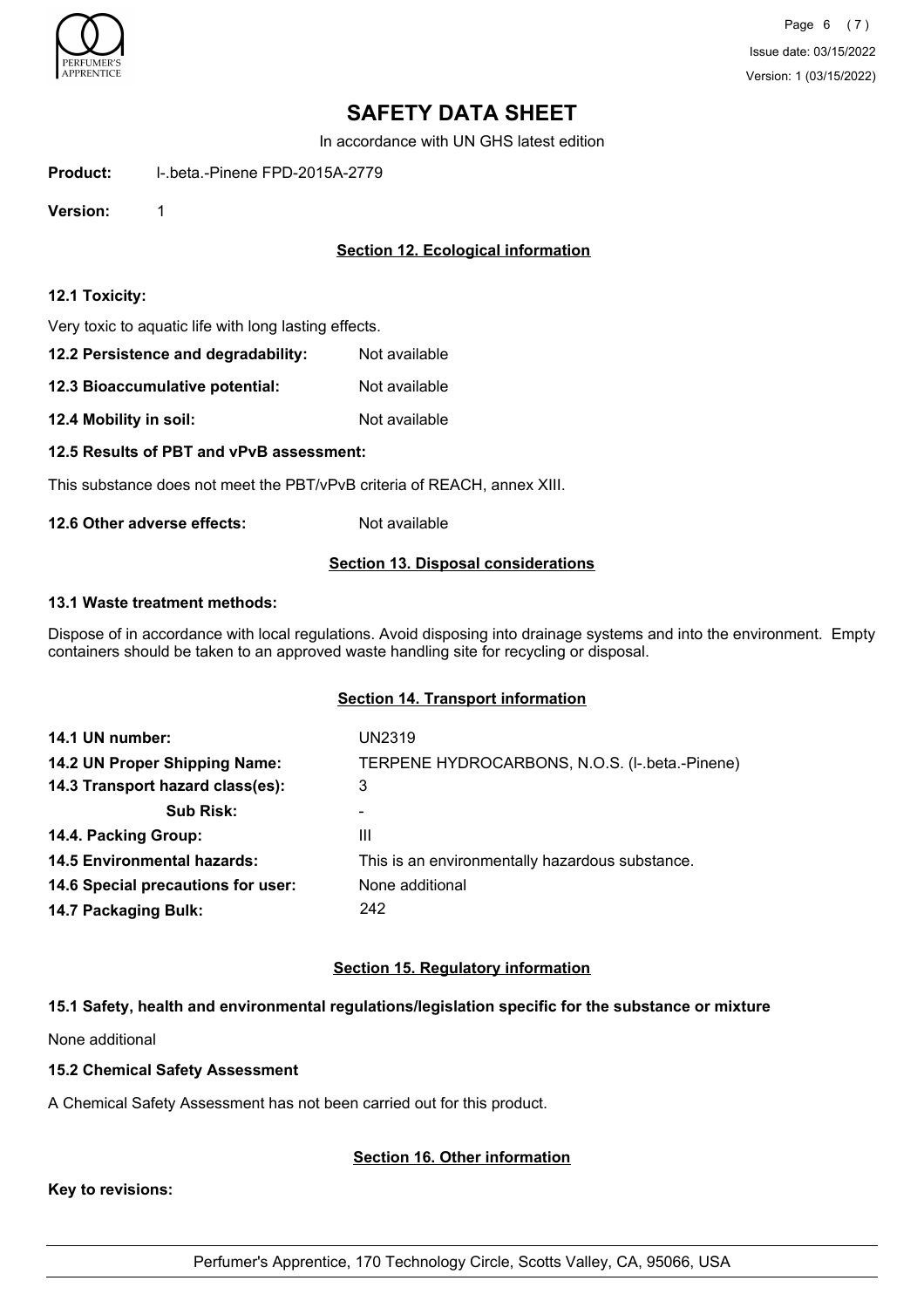# SAFETY DATA SHEET

In accordance with UN GHS latest edition

**Product:** l-.beta.-Pinene FPD-2015A-2779

**Version:** 1

## Section 12. Ecological information

### 12.1 Toxicity:

Very toxic to aquatic life with long lasting effects.

**12.2 Persistence and degradability:** Not available

**12.3 Bioaccumulative potential:** Not available

**12.4 Mobility in soil:** Not available

### 12.5 Results of PBT and vPvB assessment:

This substance does not meet the PBT/vPvB criteria of REACH, annex XIII.

**12.6 Other adverse effects:** Not available

## Section 13. Disposal considerations

### 13.1 Waste treatment methods:

Dispose of in accordance with local regulations. Avoid disposing into drainage systems and into the environment. Empty containers should be taken to an approved waste handling site for recycling or disposal.

## Section 14. Transport information

| | |
|---|---|
| **14.1 UN number:** | UN2319 |
| **14.2 UN Proper Shipping Name:** | TERPENE HYDROCARBONS, N.O.S. (l-.beta.-Pinene) |
| **14.3 Transport hazard class(es):** | 3 |
| **Sub Risk:** | - |
| **14.4. Packing Group:** | III |
| **14.5 Environmental hazards:** | This is an environmentally hazardous substance. |
| **14.6 Special precautions for user:** | None additional |
| **14.7 Packaging Bulk:** | 242 |

## Section 15. Regulatory information

### 15.1 Safety, health and environmental regulations/legislation specific for the substance or mixture

None additional

### 15.2 Chemical Safety Assessment

A Chemical Safety Assessment has not been carried out for this product.

## Section 16. Other information

**Key to revisions:**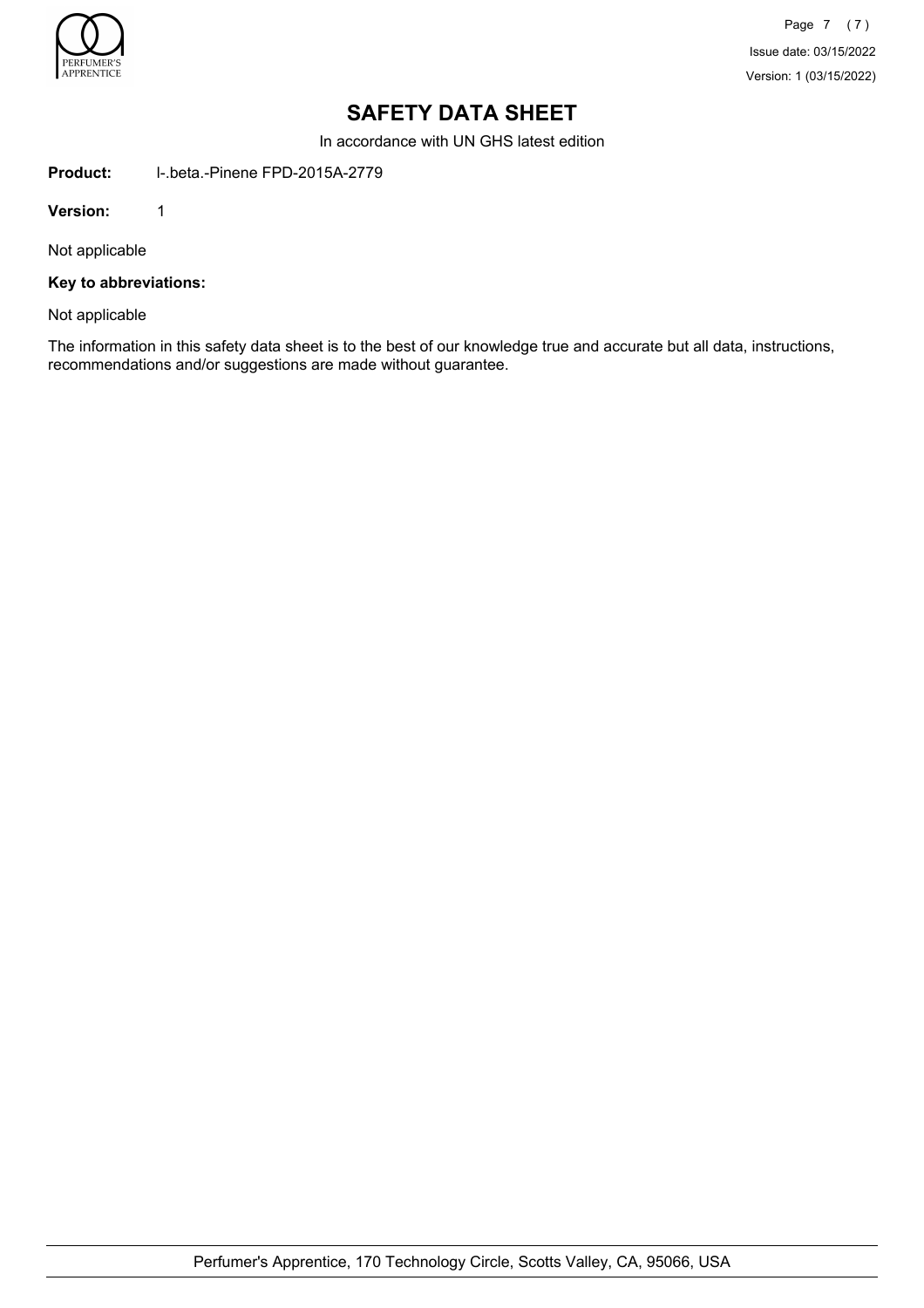# SAFETY DATA SHEET

In accordance with UN GHS latest edition

**Product:** l-.beta.-Pinene FPD-2015A-2779

**Version:** 1

Not applicable

**Key to abbreviations:**

Not applicable

The information in this safety data sheet is to the best of our knowledge true and accurate but all data, instructions, recommendations and/or suggestions are made without guarantee.